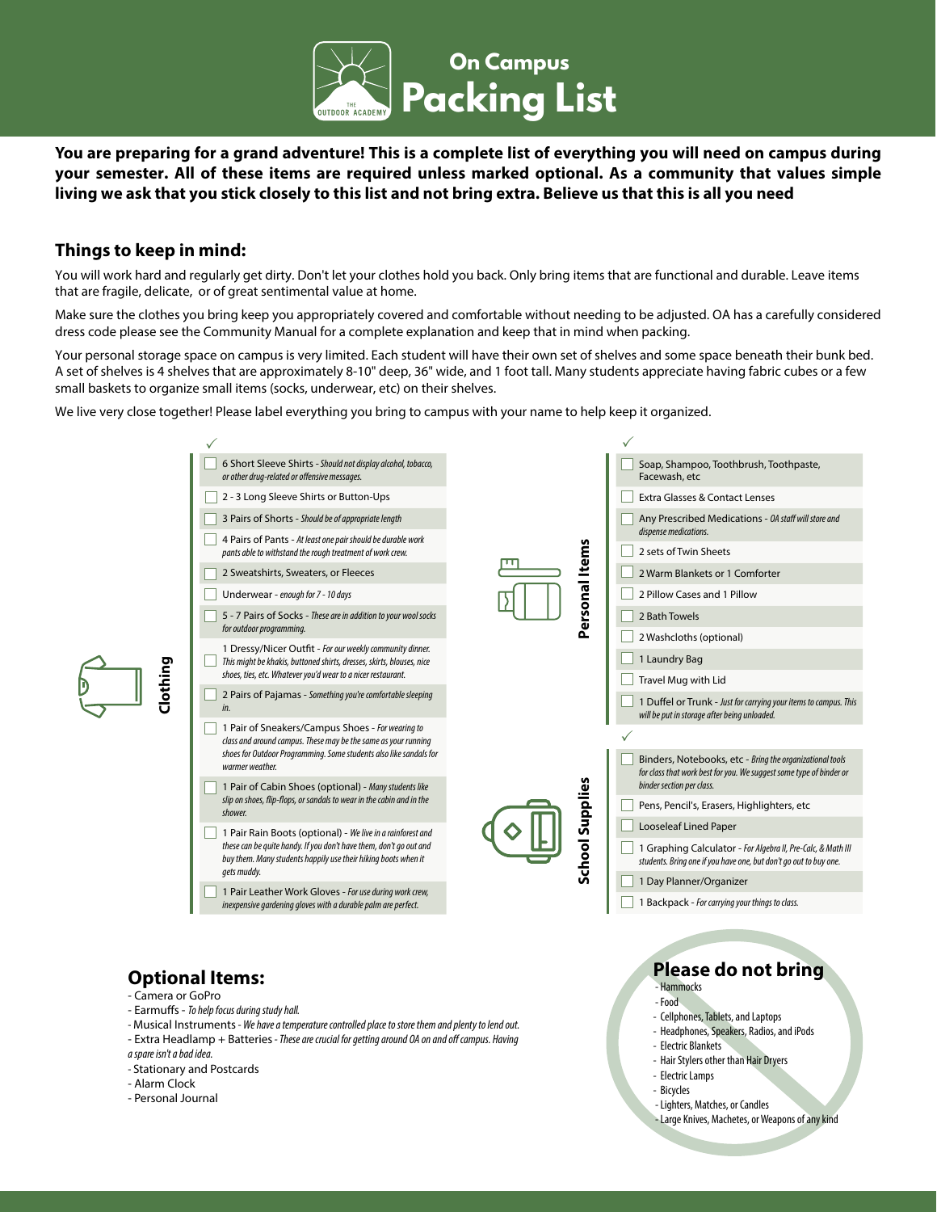# On Campus Packing List

**You are preparing for a grand adventure! This is a complete list of everything you will need on campus during your semester. All of these items are required unless marked optional. As a community that values simple living we ask that you stick closely to this list and not bring extra. Believe us that this is all you need**

## Things to keep in mind:

You will work hard and regularly get dirty. Don't let your clothes hold you back. Only bring items that are functional and durable. Leave items that are fragile, delicate, or of great sentimental value at home.

Make sure the clothes you bring keep you appropriately covered and comfortable without needing to be adjusted. OA has a carefully considered dress code please see the Community Manual for a complete explanation and keep that in mind when packing.

Your personal storage space on campus is very limited. Each student will have their own set of shelves and some space beneath their bunk bed. A set of shelves is 4 shelves that are approximately 8-10" deep, 36" wide, and 1 foot tall. Many students appreciate having fabric cubes or a few small baskets to organize small items (socks, underwear, etc) on their shelves.

We live very close together! Please label everything you bring to campus with your name to help keep it organized.

### Clothing

- [ ] 6 Short Sleeve Shirts - *Should not display alcohol, tobacco, or other drug-related or offensive messages.*
- [ ] 2 - 3 Long Sleeve Shirts or Button-Ups
- [ ] 3 Pairs of Shorts - *Should be of appropriate length*
- [ ] 4 Pairs of Pants - *At least one pair should be durable work pants able to withstand the rough treatment of work crew.*
- [ ] 2 Sweatshirts, Sweaters, or Fleeces
- [ ] Underwear - *enough for 7 - 10 days*
- [ ] 5 - 7 Pairs of Socks - *These are in addition to your wool socks for outdoor programming.*
- [ ] 1 Dressy/Nicer Outfit - *For our weekly community dinner. This might be khakis, buttoned shirts, dresses, skirts, blouses, nice shoes, ties, etc. Whatever you'd wear to a nicer restaurant.*
- [ ] 2 Pairs of Pajamas - *Something you're comfortable sleeping in.*
- [ ] 1 Pair of Sneakers/Campus Shoes - *For wearing to class and around campus. These may be the same as your running shoes for Outdoor Programming. Some students also like sandals for warmer weather.*
- [ ] 1 Pair of Cabin Shoes (optional) - *Many students like slip on shoes, flip-flops, or sandals to wear in the cabin and in the shower.*
- [ ] 1 Pair Rain Boots (optional) - *We live in a rainforest and these can be quite handy. If you don't have them, don't go out and buy them. Many students happily use their hiking boots when it gets muddy.*
- [ ] 1 Pair Leather Work Gloves - *For use during work crew, inexpensive gardening gloves with a durable palm are perfect.*

### Personal Items

- [ ] Soap, Shampoo, Toothbrush, Toothpaste, Facewash, etc
- [ ] Extra Glasses & Contact Lenses
- [ ] Any Prescribed Medications - *OA staff will store and dispense medications.*
- [ ] 2 sets of Twin Sheets
- [ ] 2 Warm Blankets or 1 Comforter
- [ ] 2 Pillow Cases and 1 Pillow
- [ ] 2 Bath Towels
- [ ] 2 Washcloths (optional)
- [ ] 1 Laundry Bag
- [ ] Travel Mug with Lid
- [ ] 1 Duffel or Trunk - *Just for carrying your items to campus. This will be put in storage after being unloaded.*

### School Supplies

- [ ] Binders, Notebooks, etc - *Bring the organizational tools for class that work best for you. We suggest some type of binder or binder section per class.*
- [ ] Pens, Pencil's, Erasers, Highlighters, etc
- [ ] Looseleaf Lined Paper
- [ ] 1 Graphing Calculator - *For Algebra II, Pre-Calc, & Math III students. Bring one if you have one, but don't go out to buy one.*
- [ ] 1 Day Planner/Organizer
- [ ] 1 Backpack - *For carrying your things to class.*

## Optional Items:

- Camera or GoPro
- Earmuffs - *To help focus during study hall.*
- Musical Instruments - *We have a temperature controlled place to store them and plenty to lend out.*
- Extra Headlamp + Batteries - *These are crucial for getting around OA on and off campus. Having a spare isn't a bad idea.*
- Stationary and Postcards
- Alarm Clock
- Personal Journal

## Please do not bring

- Hammocks
- Food
- Cellphones, Tablets, and Laptops
- Headphones, Speakers, Radios, and iPods
- Electric Blankets
- Hair Stylers other than Hair Dryers
- Electric Lamps
- Bicycles
- Lighters, Matches, or Candles
- Large Knives, Machetes, or Weapons of any kind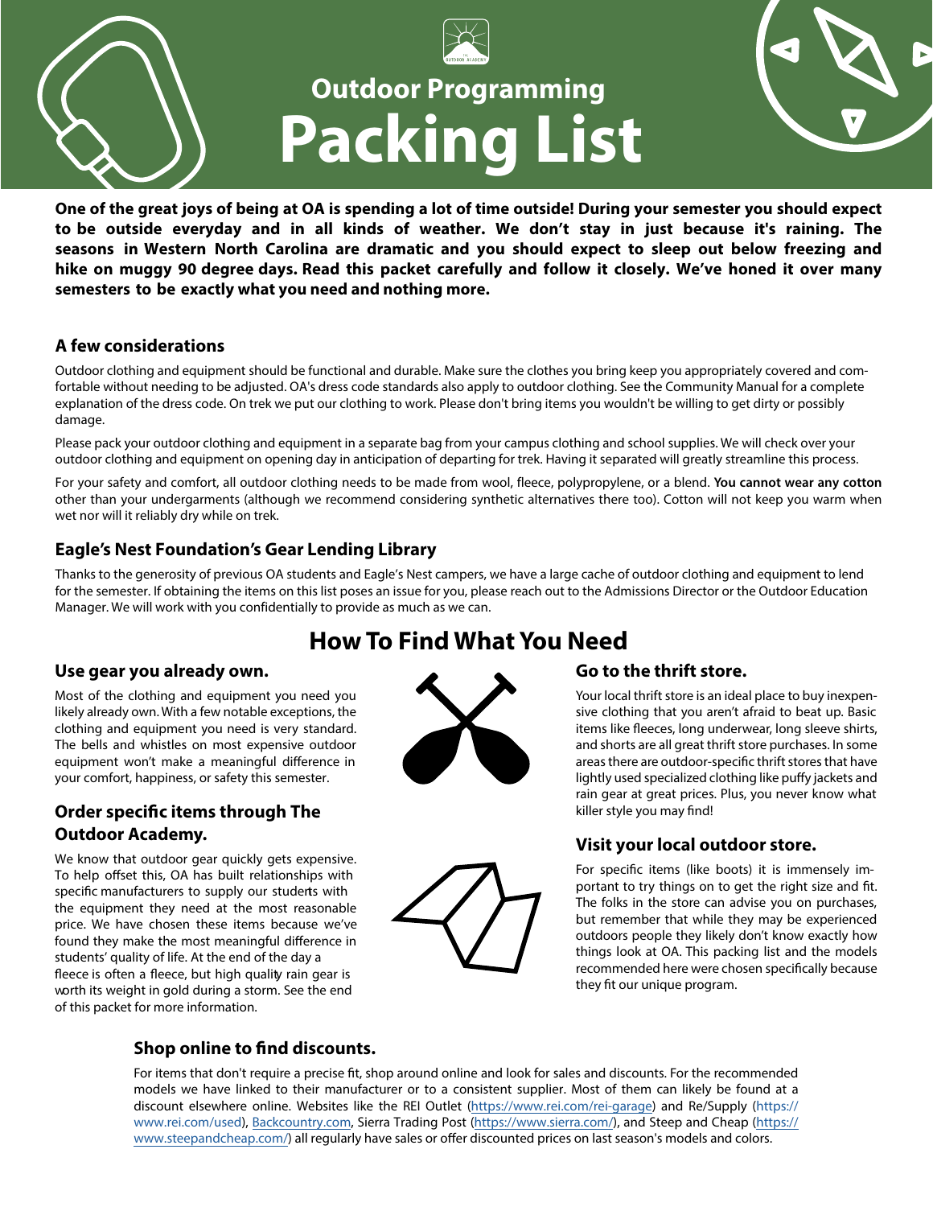# Outdoor Programming Packing List

**One of the great joys of being at OA is spending a lot of time outside! During your semester you should expect to be outside everyday and in all kinds of weather. We don't stay in just because it's raining. The seasons in Western North Carolina are dramatic and you should expect to sleep out below freezing and hike on muggy 90 degree days. Read this packet carefully and follow it closely. We've honed it over many semesters to be exactly what you need and nothing more.**

### A few considerations

Outdoor clothing and equipment should be functional and durable. Make sure the clothes you bring keep you appropriately covered and comfortable without needing to be adjusted. OA's dress code standards also apply to outdoor clothing. See the Community Manual for a complete explanation of the dress code. On trek we put our clothing to work. Please don't bring items you wouldn't be willing to get dirty or possibly damage.

Please pack your outdoor clothing and equipment in a separate bag from your campus clothing and school supplies. We will check over your outdoor clothing and equipment on opening day in anticipation of departing for trek. Having it separated will greatly streamline this process.

For your safety and comfort, all outdoor clothing needs to be made from wool, fleece, polypropylene, or a blend. **You cannot wear any cotton** other than your undergarments (although we recommend considering synthetic alternatives there too). Cotton will not keep you warm when wet nor will it reliably dry while on trek.

### Eagle's Nest Foundation's Gear Lending Library

Thanks to the generosity of previous OA students and Eagle's Nest campers, we have a large cache of outdoor clothing and equipment to lend for the semester. If obtaining the items on this list poses an issue for you, please reach out to the Admissions Director or the Outdoor Education Manager. We will work with you confidentially to provide as much as we can.

## How To Find What You Need

### Use gear you already own.

Most of the clothing and equipment you need you likely already own. With a few notable exceptions, the clothing and equipment you need is very standard. The bells and whistles on most expensive outdoor equipment won't make a meaningful difference in your comfort, happiness, or safety this semester.

### Order specific items through The Outdoor Academy.

We know that outdoor gear quickly gets expensive. To help offset this, OA has built relationships with specific manufacturers to supply our students with the equipment they need at the most reasonable price. We have chosen these items because we've found they make the most meaningful difference in students' quality of life. At the end of the day a fleece is often a fleece, but high quality rain gear is worth its weight in gold during a storm. See the end of this packet for more information.

### Go to the thrift store.

Your local thrift store is an ideal place to buy inexpensive clothing that you aren't afraid to beat up. Basic items like fleeces, long underwear, long sleeve shirts, and shorts are all great thrift store purchases. In some areas there are outdoor-specific thrift stores that have lightly used specialized clothing like puffy jackets and rain gear at great prices. Plus, you never know what killer style you may find!

### Visit your local outdoor store.

For specific items (like boots) it is immensely important to try things on to get the right size and fit. The folks in the store can advise you on purchases, but remember that while they may be experienced outdoors people they likely don't know exactly how things look at OA. This packing list and the models recommended here were chosen specifically because they fit our unique program.

### Shop online to find discounts.

For items that don't require a precise fit, shop around online and look for sales and discounts. For the recommended models we have linked to their manufacturer or to a consistent supplier. Most of them can likely be found at a discount elsewhere online. Websites like the REI Outlet (https://www.rei.com/rei-garage) and Re/Supply (https://www.rei.com/used), Backcountry.com, Sierra Trading Post (https://www.sierra.com/), and Steep and Cheap (https://www.steepandcheap.com/) all regularly have sales or offer discounted prices on last season's models and colors.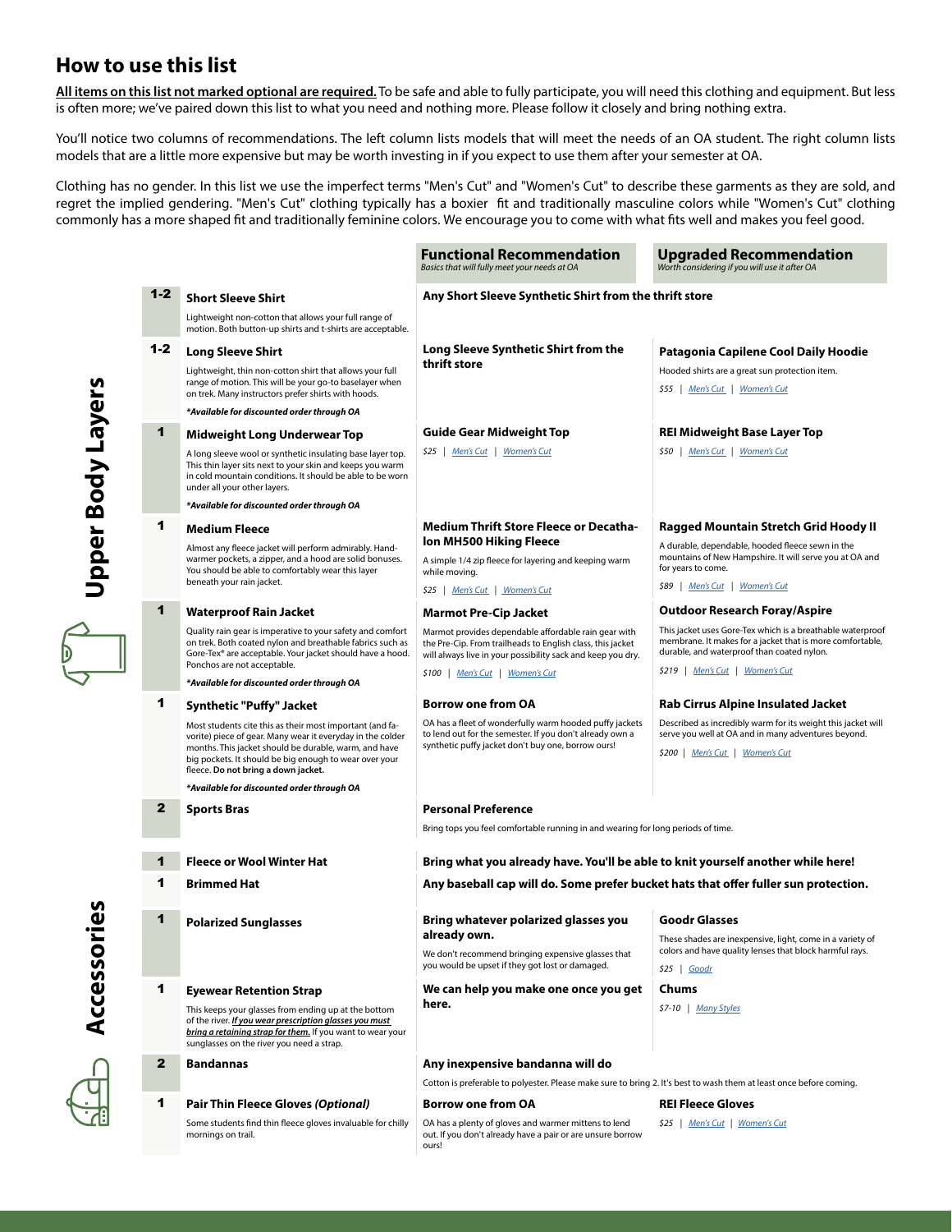## How to use this list

**All items on this list not marked optional are required.** To be safe and able to fully participate, you will need this clothing and equipment. But less is often more; we've paired down this list to what you need and nothing more. Please follow it closely and bring nothing extra.

You'll notice two columns of recommendations. The left column lists models that will meet the needs of an OA student. The right column lists models that are a little more expensive but may be worth investing in if you expect to use them after your semester at OA.

Clothing has no gender. In this list we use the imperfect terms "Men's Cut" and "Women's Cut" to describe these garments as they are sold, and regret the implied gendering. "Men's Cut" clothing typically has a boxier fit and traditionally masculine colors while "Women's Cut" clothing commonly has a more shaped fit and traditionally feminine colors. We encourage you to come with what fits well and makes you feel good.

### Upper Body Layers

| Qty | Item | Functional Recommendation *Basics that will fully meet your needs at OA* | Upgraded Recommendation *Worth considering if you will use it after OA* |
|---|---|---|---|
| 1-2 | **Short Sleeve Shirt** Lightweight non-cotton that allows your full range of motion. Both button-up shirts and t-shirts are acceptable. | **Any Short Sleeve Synthetic Shirt from the thrift store** | |
| 1-2 | **Long Sleeve Shirt** Lightweight, thin non-cotton shirt that allows your full range of motion. This will be your go-to baselayer when on trek. Many instructors prefer shirts with hoods. *\*Available for discounted order through OA* | **Long Sleeve Synthetic Shirt from the thrift store** | **Patagonia Capilene Cool Daily Hoodie** Hooded shirts are a great sun protection item. $55 \| Men's Cut \| Women's Cut |
| 1 | **Midweight Long Underwear Top** A long sleeve wool or synthetic insulating base layer top. This thin layer sits next to your skin and keeps you warm in cold mountain conditions. It should be able to be worn under all your other layers. *\*Available for discounted order through OA* | **Guide Gear Midweight Top** $25 \| Men's Cut \| Women's Cut | **REI Midweight Base Layer Top** $50 \| Men's Cut \| Women's Cut |
| 1 | **Medium Fleece** Almost any fleece jacket will perform admirably. Hand-warmer pockets, a zipper, and a hood are solid bonuses. You should be able to comfortably wear this layer beneath your rain jacket. | **Medium Thrift Store Fleece or Decathalon MH500 Hiking Fleece** A simple 1/4 zip fleece for layering and keeping warm while moving. $25 \| Men's Cut \| Women's Cut | **Ragged Mountain Stretch Grid Hoody II** A durable, dependable, hooded fleece sewn in the mountains of New Hampshire. It will serve you at OA and for years to come. $89 \| Men's Cut \| Women's Cut |
| 1 | **Waterproof Rain Jacket** Quality rain gear is imperative to your safety and comfort on trek. Both coated nylon and breathable fabrics such as Gore-Tex® are acceptable. Your jacket should have a hood. Ponchos are not acceptable. *\*Available for discounted order through OA* | **Marmot Pre-Cip Jacket** Marmot provides dependable affordable rain gear with the Pre-Cip. From trailheads to English class, this jacket will always live in your possibility sack and keep you dry. $100 \| Men's Cut \| Women's Cut | **Outdoor Research Foray/Aspire** This jacket uses Gore-Tex which is a breathable waterproof membrane. It makes for a jacket that is more comfortable, durable, and waterproof than coated nylon. $219 \| Men's Cut \| Women's Cut |
| 1 | **Synthetic "Puffy" Jacket** Most students cite this as their most important (and favorite) piece of gear. Many wear it everyday in the colder months. This jacket should be durable, warm, and have big pockets. It should be big enough to wear over your fleece. **Do not bring a down jacket.** *\*Available for discounted order through OA* | **Borrow one from OA** OA has a fleet of wonderfully warm hooded puffy jackets to lend out for the semester. If you don't already own a synthetic puffy jacket don't buy one, borrow ours! | **Rab Cirrus Alpine Insulated Jacket** Described as incredibly warm for its weight this jacket will serve you well at OA and in many adventures beyond. $200 \| Men's Cut \| Women's Cut |
| 2 | **Sports Bras** | **Personal Preference** Bring tops you feel comfortable running in and wearing for long periods of time. | |

### Accessories

| Qty | Item | Functional Recommendation | Upgraded Recommendation |
|---|---|---|---|
| 1 | **Fleece or Wool Winter Hat** | **Bring what you already have. You'll be able to knit yourself another while here!** | |
| 1 | **Brimmed Hat** | **Any baseball cap will do. Some prefer bucket hats that offer fuller sun protection.** | |
| 1 | **Polarized Sunglasses** | **Bring whatever polarized glasses you already own.** We don't recommend bringing expensive glasses that you would be upset if they got lost or damaged. | **Goodr Glasses** These shades are inexpensive, light, come in a variety of colors and have quality lenses that block harmful rays. $25 \| Goodr |
| 1 | **Eyewear Retention Strap** This keeps your glasses from ending up at the bottom of the river. ***If you wear prescription glasses you must bring a retaining strap for them.*** If you want to wear your sunglasses on the river you need a strap. | **We can help you make one once you get here.** | **Chums** $7-10 \| Many Styles |
| 2 | **Bandannas** | **Any inexpensive bandanna will do** Cotton is preferable to polyester. Please make sure to bring 2. It's best to wash them at least once before coming. | |
| 1 | **Pair Thin Fleece Gloves *(Optional)*** Some students find thin fleece gloves invaluable for chilly mornings on trail. | **Borrow one from OA** OA has a plenty of gloves and warmer mittens to lend out. If you don't already have a pair or are unsure borrow ours! | **REI Fleece Gloves** $25 \| Men's Cut \| Women's Cut |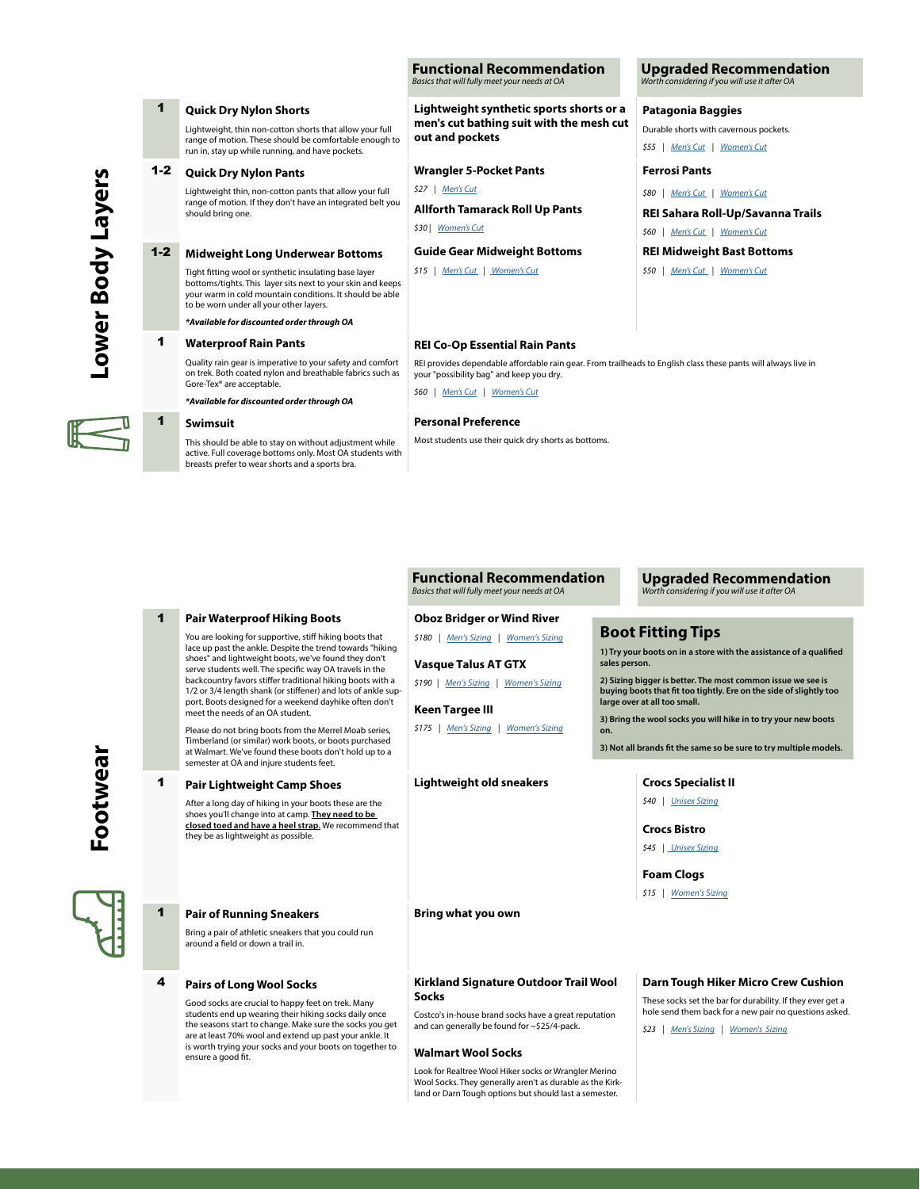## Lower Body Layers

| Qty | Item | Functional Recommendation *Basics that will fully meet your needs at OA* | Upgraded Recommendation *Worth considering if you will use it after OA* |
|---|---|---|---|
| 1 | **Quick Dry Nylon Shorts** Lightweight, thin non-cotton shorts that allow your full range of motion. These should be comfortable enough to run in, stay up while running, and have pockets. | **Lightweight synthetic sports shorts or a men's cut bathing suit with the mesh cut out and pockets** | **Patagonia Baggies** Durable shorts with cavernous pockets. $55 \| Men's Cut \| Women's Cut |
| 1-2 | **Quick Dry Nylon Pants** Lightweight thin, non-cotton pants that allow your full range of motion. If they don't have an integrated belt you should bring one. | **Wrangler 5-Pocket Pants** $27 \| Men's Cut; **Allforth Tamarack Roll Up Pants** $30 \| Women's Cut | **Ferrosi Pants** $80 \| Men's Cut \| Women's Cut; **REI Sahara Roll-Up/Savanna Trails** $60 \| Men's Cut \| Women's Cut |
| 1-2 | **Midweight Long Underwear Bottoms** Tight fitting wool or synthetic insulating base layer bottoms/tights. This layer sits next to your skin and keeps your warm in cold mountain conditions. It should be able to be worn under all your other layers. ***Available for discounted order through OA** | **Guide Gear Midweight Bottoms** $15 \| Men's Cut \| Women's Cut | **REI Midweight Bast Bottoms** $50 \| Men's Cut \| Women's Cut |
| 1 | **Waterproof Rain Pants** Quality rain gear is imperative to your safety and comfort on trek. Both coated nylon and breathable fabrics such as Gore-Tex® are acceptable. ***Available for discounted order through OA** | **REI Co-Op Essential Rain Pants** REI provides dependable affordable rain gear. From trailheads to English class these pants will always live in your "possibility bag" and keep you dry. $60 \| Men's Cut \| Women's Cut | |
| 1 | **Swimsuit** This should be able to stay on without adjustment while active. Full coverage bottoms only. Most OA students with breasts prefer to wear shorts and a sports bra. | **Personal Preference** Most students use their quick dry shorts as bottoms. | |

## Footwear

| Qty | Item | Functional Recommendation *Basics that will fully meet your needs at OA* | Upgraded Recommendation *Worth considering if you will use it after OA* |
|---|---|---|---|
| 1 | **Pair Waterproof Hiking Boots** You are looking for supportive, stiff hiking boots that lace up past the ankle. Despite the trend towards "hiking shoes" and lightweight boots, we've found they don't serve students well. The specific way OA travels in the backcountry favors stiffer traditional hiking boots with a 1/2 or 3/4 length shank (or stiffener) and lots of ankle support. Boots designed for a weekend dayhike often don't meet the needs of an OA student. Please do not bring boots from the Merrel Moab series, Timberland (or similar) work boots, or boots purchased at Walmart. We've found these boots don't hold up to a semester at OA and injure students feet. | **Oboz Bridger or Wind River** $180 \| Men's Sizing \| Women's Sizing; **Vasque Talus AT GTX** $190 \| Men's Sizing \| Women's Sizing; **Keen Targee III** $175 \| Men's Sizing \| Women's Sizing | **Boot Fitting Tips** **1) Try your boots on in a store with the assistance of a qualified sales person.** **2) Sizing bigger is better. The most common issue we see is buying boots that fit too tightly. Ere on the side of slightly too large over at all too small.** **3) Bring the wool socks you will hike in to try your new boots on.** **3) Not all brands fit the same so be sure to try multiple models.** |
| 1 | **Pair Lightweight Camp Shoes** After a long day of hiking in your boots these are the shoes you'll change into at camp. **They need to be closed toed and have a heel strap.** We recommend that they be as lightweight as possible. | **Lightweight old sneakers** | **Crocs Specialist II** $40 \| Unisex Sizing; **Crocs Bistro** $45 \| Unisex Sizing; **Foam Clogs** $15 \| Women's Sizing |
| 1 | **Pair of Running Sneakers** Bring a pair of athletic sneakers that you could run around a field or down a trail in. | **Bring what you own** | |
| 4 | **Pairs of Long Wool Socks** Good socks are crucial to happy feet on trek. Many students end up wearing their hiking socks daily once the seasons start to change. Make sure the socks you get are at least 70% wool and extend up past your ankle. It is worth trying your socks and your boots on together to ensure a good fit. | **Kirkland Signature Outdoor Trail Wool Socks** Costco's in-house brand socks have a great reputation and can generally be found for ~$25/4-pack. **Walmart Wool Socks** Look for Realtree Wool Hiker socks or Wrangler Merino Wool Socks. They generally aren't as durable as the Kirkland or Darn Tough options but should last a semester. | **Darn Tough Hiker Micro Crew Cushion** These socks set the bar for durability. If they ever get a hole send them back for a new pair no questions asked. $23 \| Men's Sizing \| Women's Sizing |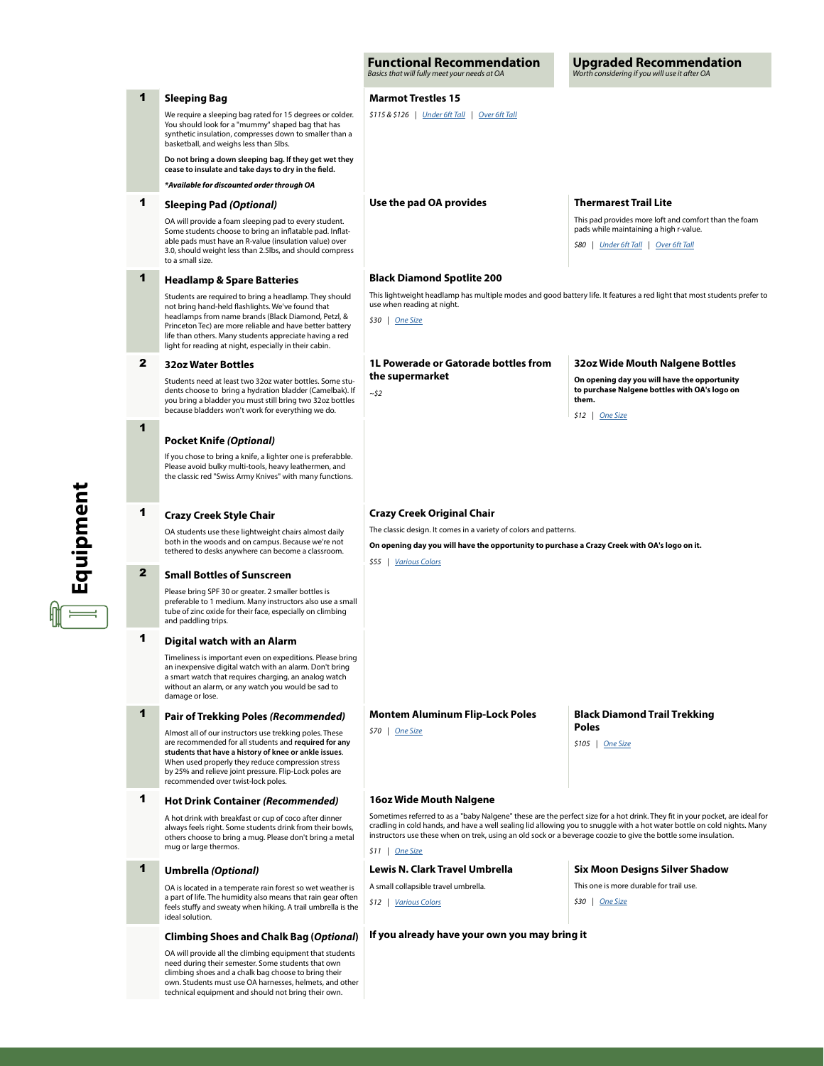# Equipment

| Qty | Item | Functional Recommendation *Basics that will fully meet your needs at OA* | Upgraded Recommendation *Worth considering if you will use it after OA* |
|---|---|---|---|
| 1 | **Sleeping Bag**<br><br>We require a sleeping bag rated for 15 degrees or colder. You should look for a "mummy" shaped bag that has synthetic insulation, compresses down to smaller than a basketball, and weighs less than 5lbs.<br><br>**Do not bring a down sleeping bag. If they get wet they cease to insulate and take days to dry in the field.**<br><br>***Available for discounted order through OA** | **Marmot Trestles 15**<br><br>*$115 & $126 \| Under 6ft Tall \| Over 6ft Tall* | |
| 1 | **Sleeping Pad *(Optional)***<br><br>OA will provide a foam sleeping pad to every student. Some students choose to bring an inflatable pad. Inflatable pads must have an R-value (insulation value) over 3.0, should weight less than 2.5lbs, and should compress to a small size. | **Use the pad OA provides** | **Thermarest Trail Lite**<br><br>This pad provides more loft and comfort than the foam pads while maintaining a high r-value.<br><br>*$80 \| Under 6ft Tall \| Over 6ft Tall* |
| 1 | **Headlamp & Spare Batteries**<br><br>Students are required to bring a headlamp. They should not bring hand-held flashlights. We've found that headlamps from name brands (Black Diamond, Petzl, & Princeton Tec) are more reliable and have better battery life than others. Many students appreciate having a red light for reading at night, especially in their cabin. | **Black Diamond Spotlite 200**<br><br>This lightweight headlamp has multiple modes and good battery life. It features a red light that most students prefer to use when reading at night.<br><br>*$30 \| One Size* | |
| 2 | **32oz Water Bottles**<br><br>Students need at least two 32oz water bottles. Some students choose to bring a hydration bladder (Camelbak). If you bring a bladder you must still bring two 32oz bottles because bladders won't work for everything we do. | **1L Powerade or Gatorade bottles from the supermarket**<br><br>*~$2* | **32oz Wide Mouth Nalgene Bottles**<br><br>**On opening day you will have the opportunity to purchase Nalgene bottles with OA's logo on them.**<br><br>*$12 \| One Size* |
| 1 | **Pocket Knife *(Optional)***<br><br>If you chose to bring a knife, a lighter one is preferabble. Please avoid bulky multi-tools, heavy leathermen, and the classic red "Swiss Army Knives" with many functions. | | |
| 1 | **Crazy Creek Style Chair**<br><br>OA students use these lightweight chairs almost daily both in the woods and on campus. Because we're not tethered to desks anywhere can become a classroom. | **Crazy Creek Original Chair**<br><br>The classic design. It comes in a variety of colors and patterns.<br><br>**On opening day you will have the opportunity to purchase a Crazy Creek with OA's logo on it.**<br><br>*$55 \| Various Colors* | |
| 2 | **Small Bottles of Sunscreen**<br><br>Please bring SPF 30 or greater. 2 smaller bottles is preferable to 1 medium. Many instructors also use a small tube of zinc oxide for their face, especially on climbing and paddling trips. | | |
| 1 | **Digital watch with an Alarm**<br><br>Timeliness is important even on expeditions. Please bring an inexpensive digital watch with an alarm. Don't bring a smart watch that requires charging, an analog watch without an alarm, or any watch you would be sad to damage or lose. | | |
| 1 | **Pair of Trekking Poles *(Recommended)***<br><br>Almost all of our instructors use trekking poles. These are recommended for all students and **required for any students that have a history of knee or ankle issues**. When used properly they reduce compression stress by 25% and relieve joint pressure. Flip-Lock poles are recommended over twist-lock poles. | **Montem Aluminum Flip-Lock Poles**<br><br>*$70 \| One Size* | **Black Diamond Trail Trekking Poles**<br><br>*$105 \| One Size* |
| 1 | **Hot Drink Container *(Recommended)***<br><br>A hot drink with breakfast or cup of coco after dinner always feels right. Some students drink from their bowls, others choose to bring a mug. Please don't bring a metal mug or large thermos. | **16oz Wide Mouth Nalgene**<br><br>Sometimes referred to as a "baby Nalgene" these are the perfect size for a hot drink. They fit in your pocket, are ideal for cradling in cold hands, and have a well sealing lid allowing you to snuggle with a hot water bottle on cold nights. Many instructors use these when on trek, using an old sock or a beverage coozie to give the bottle some insulation.<br><br>*$11 \| One Size* | |
| 1 | **Umbrella *(Optional)***<br><br>OA is located in a temperate rain forest so wet weather is a part of life. The humidity also means that rain gear often feels stuffy and sweaty when hiking. A trail umbrella is the ideal solution. | **Lewis N. Clark Travel Umbrella**<br><br>A small collapsible travel umbrella.<br><br>*$12 \| Various Colors* | **Six Moon Designs Silver Shadow**<br><br>This one is more durable for trail use.<br><br>*$30 \| One Size* |
| | **Climbing Shoes and Chalk Bag (*Optional*)**<br><br>OA will provide all the climbing equipment that students need during their semester. Some students that own climbing shoes and a chalk bag choose to bring their own. Students must use OA harnesses, helmets, and other technical equipment and should not bring their own. | **If you already have your own you may bring it** | |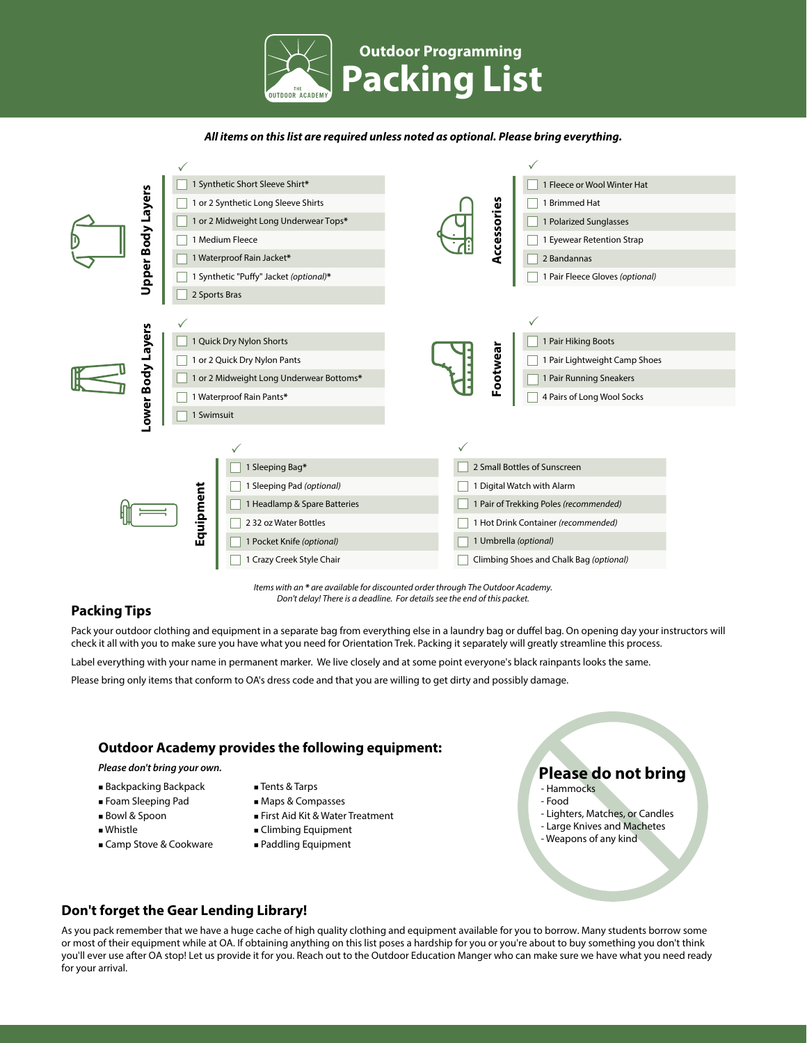# Outdoor Programming Packing List

***All items on this list are required unless noted as optional. Please bring everything.***

## Upper Body Layers

- [ ] 1 Synthetic Short Sleeve Shirt*
- [ ] 1 or 2 Synthetic Long Sleeve Shirts
- [ ] 1 or 2 Midweight Long Underwear Tops*
- [ ] 1 Medium Fleece
- [ ] 1 Waterproof Rain Jacket*
- [ ] 1 Synthetic "Puffy" Jacket *(optional)**
- [ ] 2 Sports Bras

## Accessories

- [ ] 1 Fleece or Wool Winter Hat
- [ ] 1 Brimmed Hat
- [ ] 1 Polarized Sunglasses
- [ ] 1 Eyewear Retention Strap
- [ ] 2 Bandannas
- [ ] 1 Pair Fleece Gloves *(optional)*

## Lower Body Layers

- [ ] 1 Quick Dry Nylon Shorts
- [ ] 1 or 2 Quick Dry Nylon Pants
- [ ] 1 or 2 Midweight Long Underwear Bottoms*
- [ ] 1 Waterproof Rain Pants*
- [ ] 1 Swimsuit

## Footwear

- [ ] 1 Pair Hiking Boots
- [ ] 1 Pair Lightweight Camp Shoes
- [ ] 1 Pair Running Sneakers
- [ ] 4 Pairs of Long Wool Socks

## Equipment

- [ ] 1 Sleeping Bag*
- [ ] 1 Sleeping Pad *(optional)*
- [ ] 1 Headlamp & Spare Batteries
- [ ] 2 32 oz Water Bottles
- [ ] 1 Pocket Knife *(optional)*
- [ ] 1 Crazy Creek Style Chair
- [ ] 2 Small Bottles of Sunscreen
- [ ] 1 Digital Watch with Alarm
- [ ] 1 Pair of Trekking Poles *(recommended)*
- [ ] 1 Hot Drink Container *(recommended)*
- [ ] 1 Umbrella *(optional)*
- [ ] Climbing Shoes and Chalk Bag *(optional)*

*Items with an * are available for discounted order through The Outdoor Academy. Don't delay! There is a deadline. For details see the end of this packet.*

## Packing Tips

Pack your outdoor clothing and equipment in a separate bag from everything else in a laundry bag or duffel bag. On opening day your instructors will check it all with you to make sure you have what you need for Orientation Trek. Packing it separately will greatly streamline this process.

Label everything with your name in permanent marker. We live closely and at some point everyone's black rainpants looks the same.

Please bring only items that conform to OA's dress code and that you are willing to get dirty and possibly damage.

## Outdoor Academy provides the following equipment:

***Please don't bring your own.***

- Backpacking Backpack
- Foam Sleeping Pad
- Bowl & Spoon
- Whistle
- Camp Stove & Cookware
- Tents & Tarps
- Maps & Compasses
- First Aid Kit & Water Treatment
- Climbing Equipment
- Paddling Equipment

## Please do not bring

- Hammocks
- Food
- Lighters, Matches, or Candles
- Large Knives and Machetes
- Weapons of any kind

## Don't forget the Gear Lending Library!

As you pack remember that we have a huge cache of high quality clothing and equipment available for you to borrow. Many students borrow some or most of their equipment while at OA. If obtaining anything on this list poses a hardship for you or you're about to buy something you don't think you'll ever use after OA stop! Let us provide it for you. Reach out to the Outdoor Education Manger who can make sure we have what you need ready for your arrival.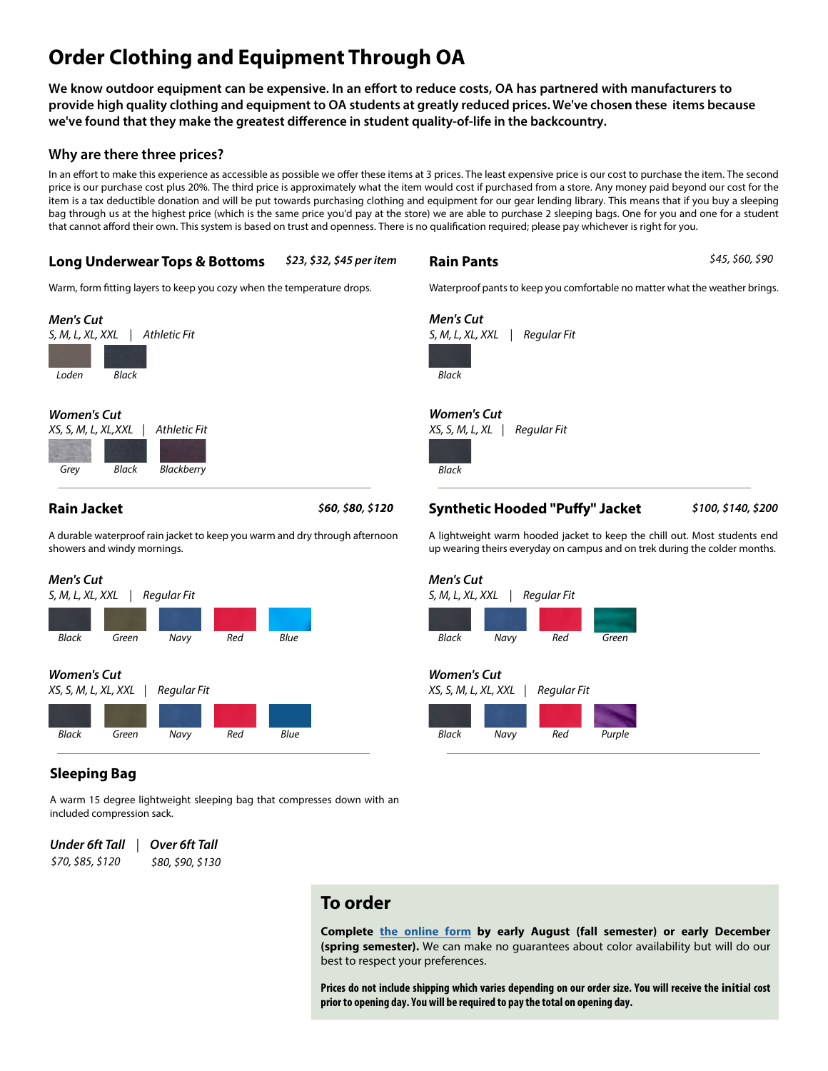# Order Clothing and Equipment Through OA

**We know outdoor equipment can be expensive. In an effort to reduce costs, OA has partnered with manufacturers to provide high quality clothing and equipment to OA students at greatly reduced prices. We've chosen these items because we've found that they make the greatest difference in student quality-of-life in the backcountry.**

## Why are there three prices?

In an effort to make this experience as accessible as possible we offer these items at 3 prices. The least expensive price is our cost to purchase the item. The second price is our purchase cost plus 20%. The third price is approximately what the item would cost if purchased from a store. Any money paid beyond our cost for the item is a tax deductible donation and will be put towards purchasing clothing and equipment for our gear lending library. This means that if you buy a sleeping bag through us at the highest price (which is the same price you'd pay at the store) we are able to purchase 2 sleeping bags. One for you and one for a student that cannot afford their own. This system is based on trust and openness. There is no qualification required; please pay whichever is right for you.

### Long Underwear Tops & Bottoms — *$23, $32, $45 per item*

Warm, form fitting layers to keep you cozy when the temperature drops.

***Men's Cut***
*S, M, L, XL, XXL | Athletic Fit*

*Loden* *Black*

***Women's Cut***
*XS, S, M, L, XL, XXL | Athletic Fit*

*Grey* *Black* *Blackberry*

### Rain Pants — *$45, $60, $90*

Waterproof pants to keep you comfortable no matter what the weather brings.

***Men's Cut***
*S, M, L, XL, XXL | Regular Fit*

*Black*

***Women's Cut***
*XS, S, M, L, XL | Regular Fit*

*Black*

### Rain Jacket — *$60, $80, $120*

A durable waterproof rain jacket to keep you warm and dry through afternoon showers and windy mornings.

***Men's Cut***
*S, M, L, XL, XXL | Regular Fit*

*Black* *Green* *Navy* *Red* *Blue*

***Women's Cut***
*XS, S, M, L, XL, XXL | Regular Fit*

*Black* *Green* *Navy* *Red* *Blue*

### Synthetic Hooded "Puffy" Jacket — *$100, $140, $200*

A lightweight warm hooded jacket to keep the chill out. Most students end up wearing theirs everyday on campus and on trek during the colder months.

***Men's Cut***
*S, M, L, XL, XXL | Regular Fit*

*Black* *Navy* *Red* *Green*

***Women's Cut***
*XS, S, M, L, XL, XXL | Regular Fit*

*Black* *Navy* *Red* *Purple*

### Sleeping Bag

A warm 15 degree lightweight sleeping bag that compresses down with an included compression sack.

***Under 6ft Tall*** | ***Over 6ft Tall***
*$70, $85, $120* | *$80, $90, $130*

## To order

**Complete the online form by early August (fall semester) or early December (spring semester).** We can make no guarantees about color availability but will do our best to respect your preferences.

**Prices do not include shipping which varies depending on our order size. You will receive the initial cost prior to opening day. You will be required to pay the total on opening day.**